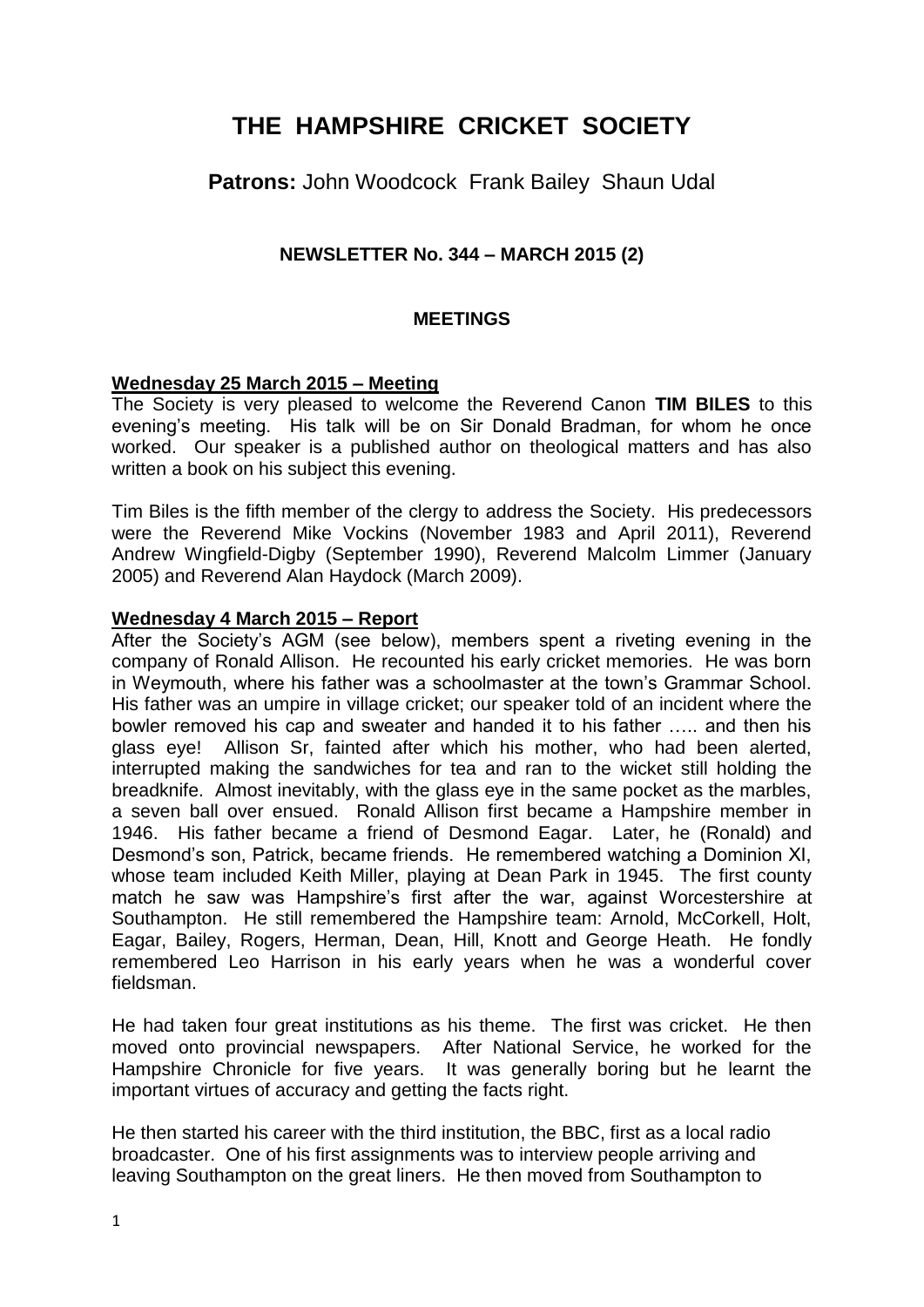# THE HAMPSHIRE CRICKET SOCIETY

**Patrons:** John Woodcock Frank Bailey Shaun Udal

**NEWSLETTER No. 344 – MARCH 2015 (2)**

## MEETINGS

**Wednesday 25 March 2015 – Meeting**

The Society is very pleased to welcome the Reverend Canon **TIM BILES** to this evening's meeting. His talk will be on Sir Donald Bradman, for whom he once worked. Our speaker is a published author on theological matters and has also written a book on his subject this evening.

Tim Biles is the fifth member of the clergy to address the Society. His predecessors were the Reverend Mike Vockins (November 1983 and April 2011), Reverend Andrew Wingfield-Digby (September 1990), Reverend Malcolm Limmer (January 2005) and Reverend Alan Haydock (March 2009).

**Wednesday 4 March 2015 – Report**

After the Society's AGM (see below), members spent a riveting evening in the company of Ronald Allison. He recounted his early cricket memories. He was born in Weymouth, where his father was a schoolmaster at the town's Grammar School. His father was an umpire in village cricket; our speaker told of an incident where the bowler removed his cap and sweater and handed it to his father ….. and then his glass eye! Allison Sr, fainted after which his mother, who had been alerted, interrupted making the sandwiches for tea and ran to the wicket still holding the breadknife. Almost inevitably, with the glass eye in the same pocket as the marbles, a seven ball over ensued. Ronald Allison first became a Hampshire member in 1946. His father became a friend of Desmond Eagar. Later, he (Ronald) and Desmond's son, Patrick, became friends. He remembered watching a Dominion XI, whose team included Keith Miller, playing at Dean Park in 1945. The first county match he saw was Hampshire's first after the war, against Worcestershire at Southampton. He still remembered the Hampshire team: Arnold, McCorkell, Holt, Eagar, Bailey, Rogers, Herman, Dean, Hill, Knott and George Heath. He fondly remembered Leo Harrison in his early years when he was a wonderful cover fieldsman.

He had taken four great institutions as his theme. The first was cricket. He then moved onto provincial newspapers. After National Service, he worked for the Hampshire Chronicle for five years. It was generally boring but he learnt the important virtues of accuracy and getting the facts right.

He then started his career with the third institution, the BBC, first as a local radio broadcaster. One of his first assignments was to interview people arriving and leaving Southampton on the great liners. He then moved from Southampton to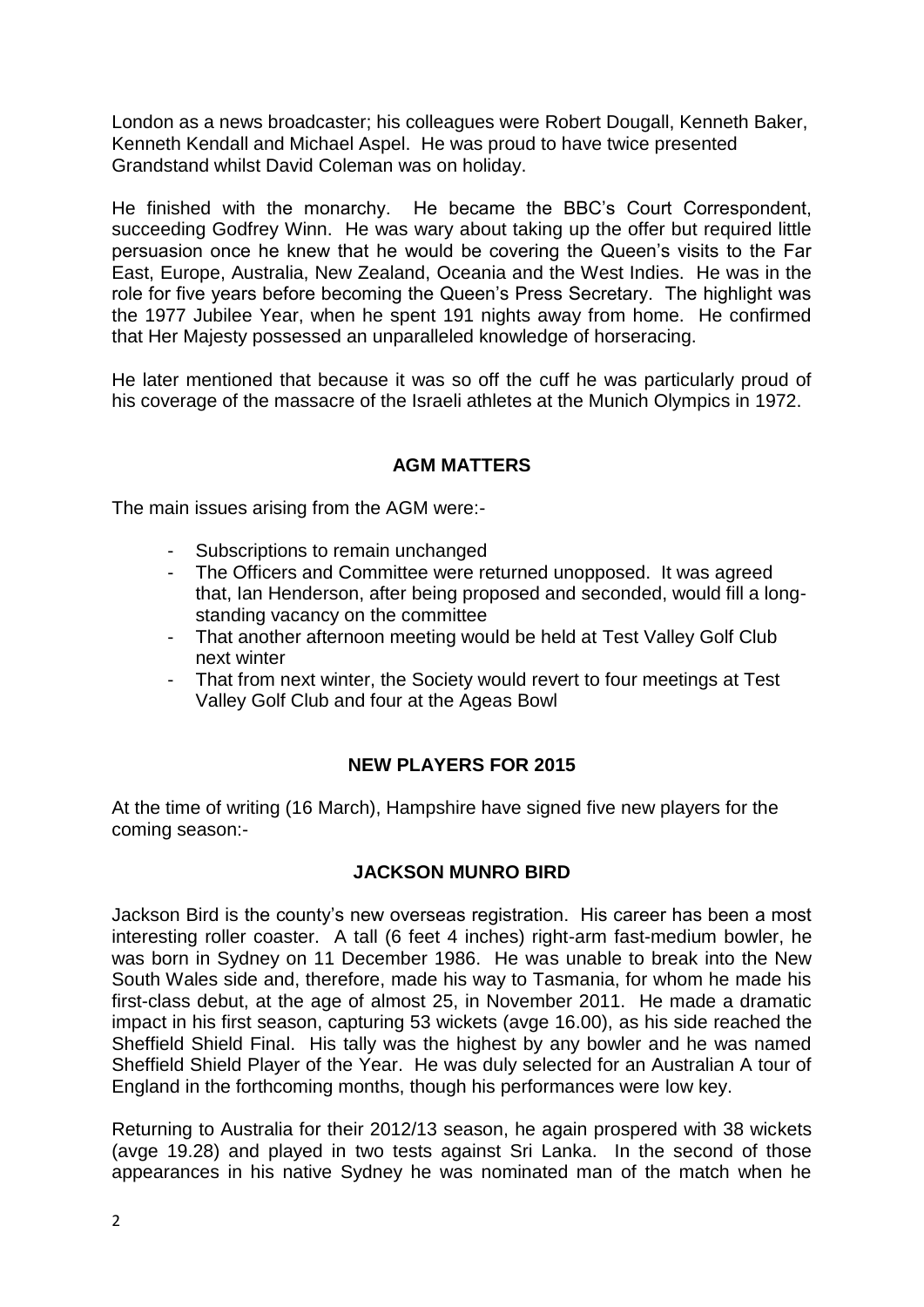London as a news broadcaster; his colleagues were Robert Dougall, Kenneth Baker, Kenneth Kendall and Michael Aspel. He was proud to have twice presented Grandstand whilst David Coleman was on holiday.

He finished with the monarchy. He became the BBC's Court Correspondent, succeeding Godfrey Winn. He was wary about taking up the offer but required little persuasion once he knew that he would be covering the Queen's visits to the Far East, Europe, Australia, New Zealand, Oceania and the West Indies. He was in the role for five years before becoming the Queen's Press Secretary. The highlight was the 1977 Jubilee Year, when he spent 191 nights away from home. He confirmed that Her Majesty possessed an unparalleled knowledge of horseracing.

He later mentioned that because it was so off the cuff he was particularly proud of his coverage of the massacre of the Israeli athletes at the Munich Olympics in 1972.

## AGM MATTERS

The main issues arising from the AGM were:-

- Subscriptions to remain unchanged
- The Officers and Committee were returned unopposed. It was agreed that, Ian Henderson, after being proposed and seconded, would fill a long-standing vacancy on the committee
- That another afternoon meeting would be held at Test Valley Golf Club next winter
- That from next winter, the Society would revert to four meetings at Test Valley Golf Club and four at the Ageas Bowl

## NEW PLAYERS FOR 2015

At the time of writing (16 March), Hampshire have signed five new players for the coming season:-

### JACKSON MUNRO BIRD

Jackson Bird is the county's new overseas registration. His career has been a most interesting roller coaster. A tall (6 feet 4 inches) right-arm fast-medium bowler, he was born in Sydney on 11 December 1986. He was unable to break into the New South Wales side and, therefore, made his way to Tasmania, for whom he made his first-class debut, at the age of almost 25, in November 2011. He made a dramatic impact in his first season, capturing 53 wickets (avge 16.00), as his side reached the Sheffield Shield Final. His tally was the highest by any bowler and he was named Sheffield Shield Player of the Year. He was duly selected for an Australian A tour of England in the forthcoming months, though his performances were low key.

Returning to Australia for their 2012/13 season, he again prospered with 38 wickets (avge 19.28) and played in two tests against Sri Lanka. In the second of those appearances in his native Sydney he was nominated man of the match when he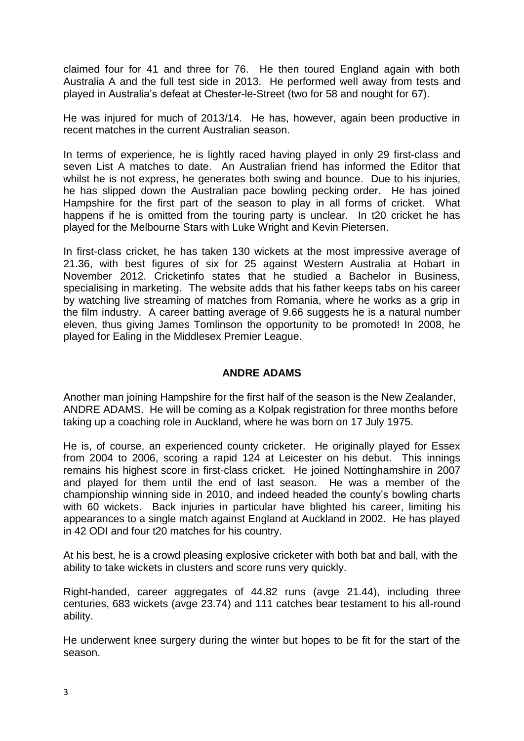claimed four for 41 and three for 76. He then toured England again with both Australia A and the full test side in 2013. He performed well away from tests and played in Australia's defeat at Chester-le-Street (two for 58 and nought for 67).

He was injured for much of 2013/14. He has, however, again been productive in recent matches in the current Australian season.

In terms of experience, he is lightly raced having played in only 29 first-class and seven List A matches to date. An Australian friend has informed the Editor that whilst he is not express, he generates both swing and bounce. Due to his injuries, he has slipped down the Australian pace bowling pecking order. He has joined Hampshire for the first part of the season to play in all forms of cricket. What happens if he is omitted from the touring party is unclear. In t20 cricket he has played for the Melbourne Stars with Luke Wright and Kevin Pietersen.

In first-class cricket, he has taken 130 wickets at the most impressive average of 21.36, with best figures of six for 25 against Western Australia at Hobart in November 2012. Cricketinfo states that he studied a Bachelor in Business, specialising in marketing. The website adds that his father keeps tabs on his career by watching live streaming of matches from Romania, where he works as a grip in the film industry. A career batting average of 9.66 suggests he is a natural number eleven, thus giving James Tomlinson the opportunity to be promoted! In 2008, he played for Ealing in the Middlesex Premier League.

## ANDRE ADAMS

Another man joining Hampshire for the first half of the season is the New Zealander, ANDRE ADAMS. He will be coming as a Kolpak registration for three months before taking up a coaching role in Auckland, where he was born on 17 July 1975.

He is, of course, an experienced county cricketer. He originally played for Essex from 2004 to 2006, scoring a rapid 124 at Leicester on his debut. This innings remains his highest score in first-class cricket. He joined Nottinghamshire in 2007 and played for them until the end of last season. He was a member of the championship winning side in 2010, and indeed headed the county's bowling charts with 60 wickets. Back injuries in particular have blighted his career, limiting his appearances to a single match against England at Auckland in 2002. He has played in 42 ODI and four t20 matches for his country.

At his best, he is a crowd pleasing explosive cricketer with both bat and ball, with the ability to take wickets in clusters and score runs very quickly.

Right-handed, career aggregates of 44.82 runs (avge 21.44), including three centuries, 683 wickets (avge 23.74) and 111 catches bear testament to his all-round ability.

He underwent knee surgery during the winter but hopes to be fit for the start of the season.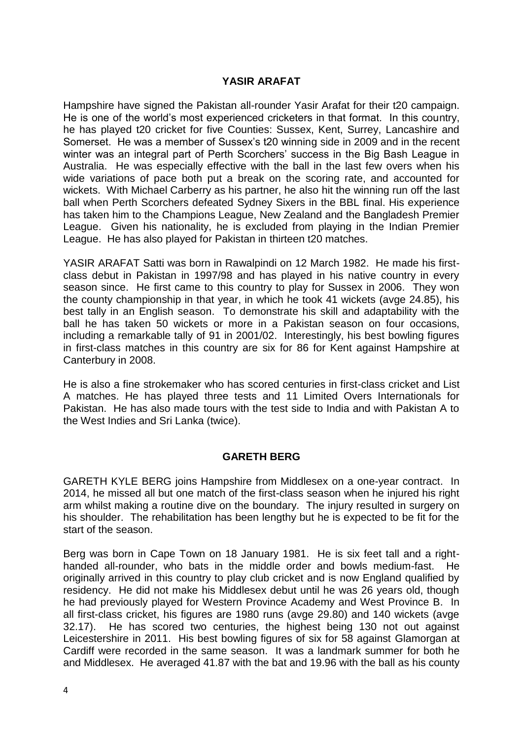## YASIR ARAFAT

Hampshire have signed the Pakistan all-rounder Yasir Arafat for their t20 campaign. He is one of the world's most experienced cricketers in that format. In this country, he has played t20 cricket for five Counties: Sussex, Kent, Surrey, Lancashire and Somerset. He was a member of Sussex's t20 winning side in 2009 and in the recent winter was an integral part of Perth Scorchers' success in the Big Bash League in Australia. He was especially effective with the ball in the last few overs when his wide variations of pace both put a break on the scoring rate, and accounted for wickets. With Michael Carberry as his partner, he also hit the winning run off the last ball when Perth Scorchers defeated Sydney Sixers in the BBL final. His experience has taken him to the Champions League, New Zealand and the Bangladesh Premier League. Given his nationality, he is excluded from playing in the Indian Premier League. He has also played for Pakistan in thirteen t20 matches.

YASIR ARAFAT Satti was born in Rawalpindi on 12 March 1982. He made his first-class debut in Pakistan in 1997/98 and has played in his native country in every season since. He first came to this country to play for Sussex in 2006. They won the county championship in that year, in which he took 41 wickets (avge 24.85), his best tally in an English season. To demonstrate his skill and adaptability with the ball he has taken 50 wickets or more in a Pakistan season on four occasions, including a remarkable tally of 91 in 2001/02. Interestingly, his best bowling figures in first-class matches in this country are six for 86 for Kent against Hampshire at Canterbury in 2008.

He is also a fine strokemaker who has scored centuries in first-class cricket and List A matches. He has played three tests and 11 Limited Overs Internationals for Pakistan. He has also made tours with the test side to India and with Pakistan A to the West Indies and Sri Lanka (twice).

## GARETH BERG

GARETH KYLE BERG joins Hampshire from Middlesex on a one-year contract. In 2014, he missed all but one match of the first-class season when he injured his right arm whilst making a routine dive on the boundary. The injury resulted in surgery on his shoulder. The rehabilitation has been lengthy but he is expected to be fit for the start of the season.

Berg was born in Cape Town on 18 January 1981. He is six feet tall and a right-handed all-rounder, who bats in the middle order and bowls medium-fast. He originally arrived in this country to play club cricket and is now England qualified by residency. He did not make his Middlesex debut until he was 26 years old, though he had previously played for Western Province Academy and West Province B. In all first-class cricket, his figures are 1980 runs (avge 29.80) and 140 wickets (avge 32.17). He has scored two centuries, the highest being 130 not out against Leicestershire in 2011. His best bowling figures of six for 58 against Glamorgan at Cardiff were recorded in the same season. It was a landmark summer for both he and Middlesex. He averaged 41.87 with the bat and 19.96 with the ball as his county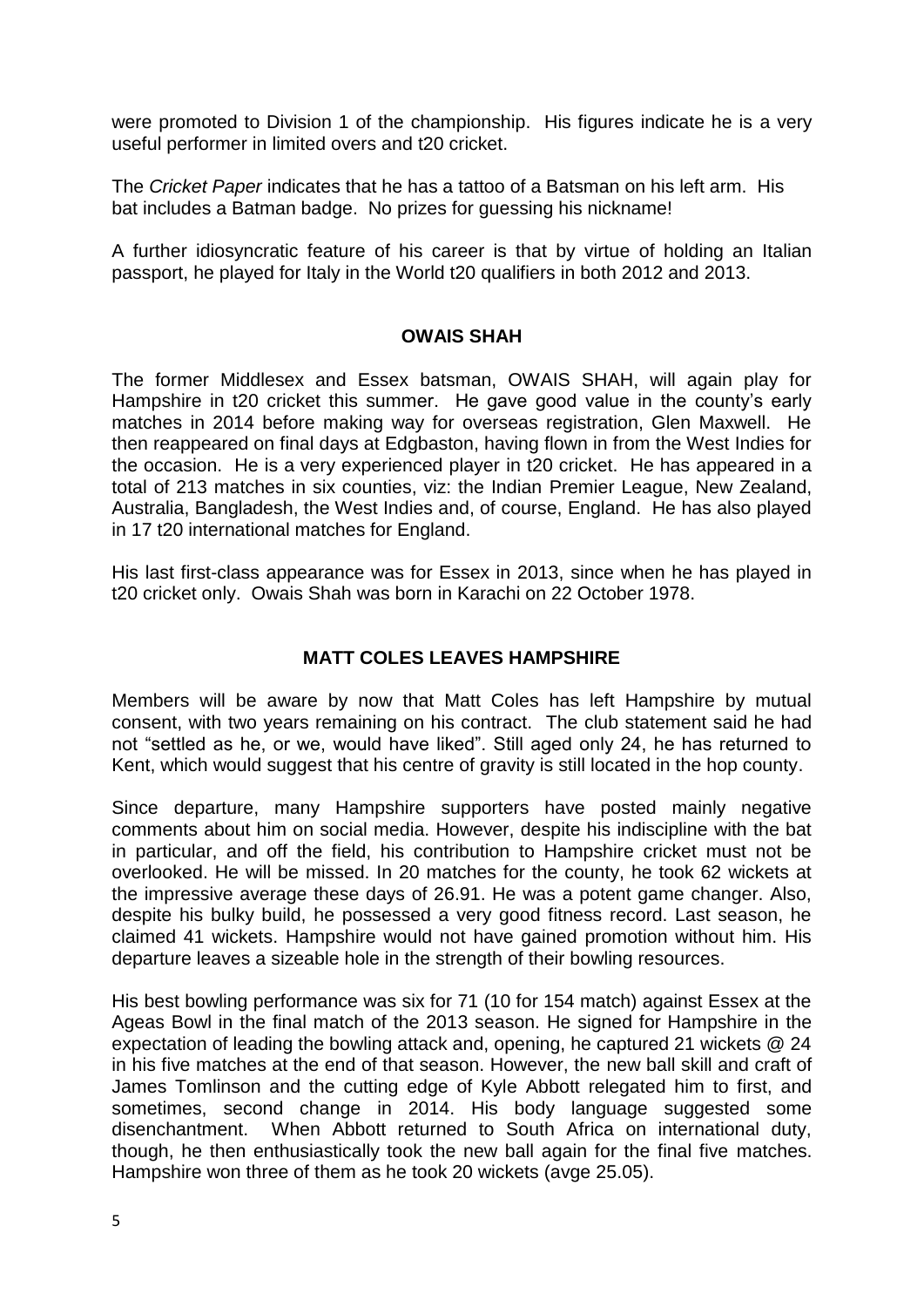were promoted to Division 1 of the championship. His figures indicate he is a very useful performer in limited overs and t20 cricket.

The *Cricket Paper* indicates that he has a tattoo of a Batsman on his left arm. His bat includes a Batman badge. No prizes for guessing his nickname!

A further idiosyncratic feature of his career is that by virtue of holding an Italian passport, he played for Italy in the World t20 qualifiers in both 2012 and 2013.

## OWAIS SHAH

The former Middlesex and Essex batsman, OWAIS SHAH, will again play for Hampshire in t20 cricket this summer. He gave good value in the county's early matches in 2014 before making way for overseas registration, Glen Maxwell. He then reappeared on final days at Edgbaston, having flown in from the West Indies for the occasion. He is a very experienced player in t20 cricket. He has appeared in a total of 213 matches in six counties, viz: the Indian Premier League, New Zealand, Australia, Bangladesh, the West Indies and, of course, England. He has also played in 17 t20 international matches for England.

His last first-class appearance was for Essex in 2013, since when he has played in t20 cricket only. Owais Shah was born in Karachi on 22 October 1978.

## MATT COLES LEAVES HAMPSHIRE

Members will be aware by now that Matt Coles has left Hampshire by mutual consent, with two years remaining on his contract. The club statement said he had not "settled as he, or we, would have liked". Still aged only 24, he has returned to Kent, which would suggest that his centre of gravity is still located in the hop county.

Since departure, many Hampshire supporters have posted mainly negative comments about him on social media. However, despite his indiscipline with the bat in particular, and off the field, his contribution to Hampshire cricket must not be overlooked. He will be missed. In 20 matches for the county, he took 62 wickets at the impressive average these days of 26.91. He was a potent game changer. Also, despite his bulky build, he possessed a very good fitness record. Last season, he claimed 41 wickets. Hampshire would not have gained promotion without him. His departure leaves a sizeable hole in the strength of their bowling resources.

His best bowling performance was six for 71 (10 for 154 match) against Essex at the Ageas Bowl in the final match of the 2013 season. He signed for Hampshire in the expectation of leading the bowling attack and, opening, he captured 21 wickets @ 24 in his five matches at the end of that season. However, the new ball skill and craft of James Tomlinson and the cutting edge of Kyle Abbott relegated him to first, and sometimes, second change in 2014. His body language suggested some disenchantment. When Abbott returned to South Africa on international duty, though, he then enthusiastically took the new ball again for the final five matches. Hampshire won three of them as he took 20 wickets (avge 25.05).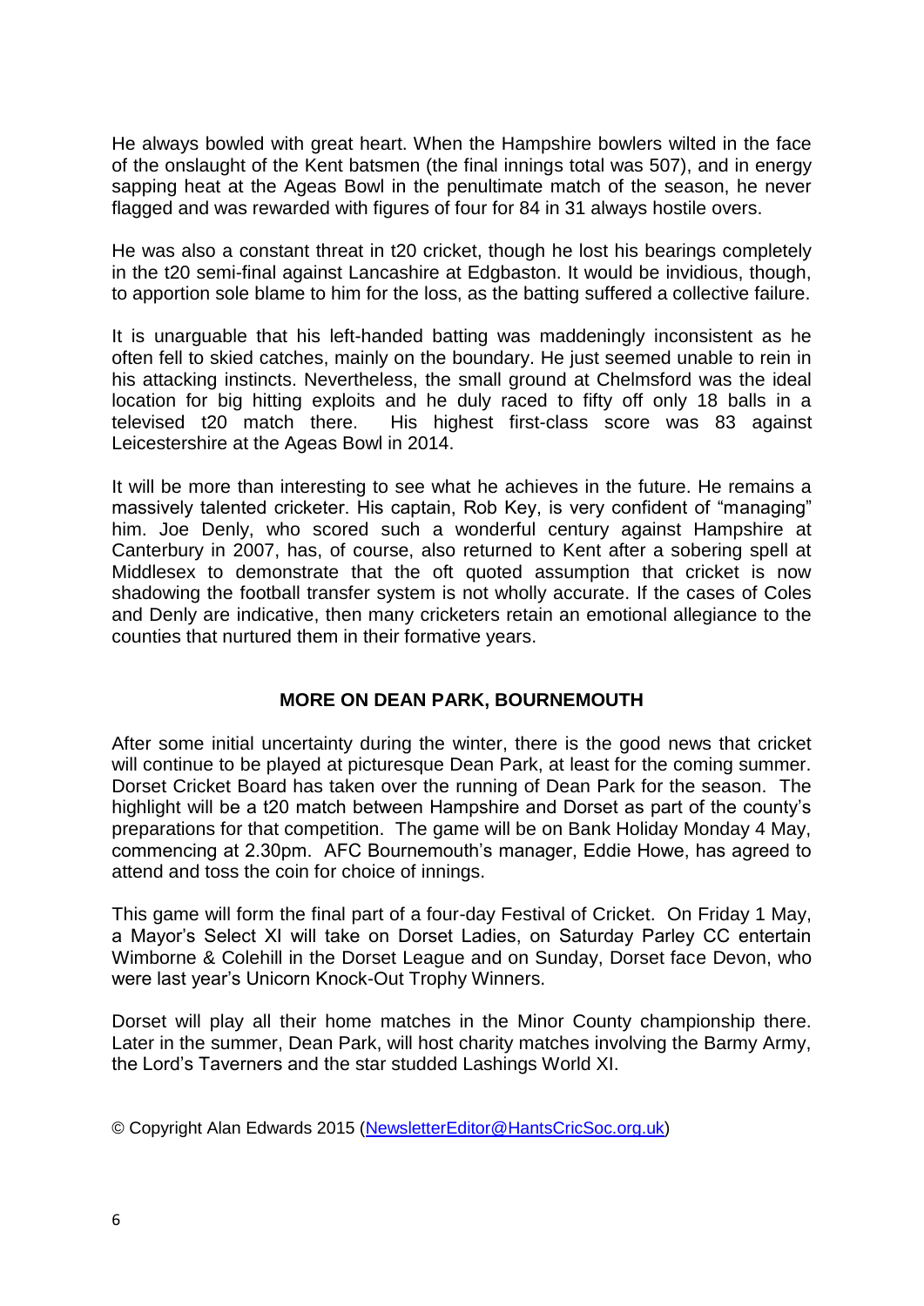He always bowled with great heart. When the Hampshire bowlers wilted in the face of the onslaught of the Kent batsmen (the final innings total was 507), and in energy sapping heat at the Ageas Bowl in the penultimate match of the season, he never flagged and was rewarded with figures of four for 84 in 31 always hostile overs.

He was also a constant threat in t20 cricket, though he lost his bearings completely in the t20 semi-final against Lancashire at Edgbaston. It would be invidious, though, to apportion sole blame to him for the loss, as the batting suffered a collective failure.

It is unarguable that his left-handed batting was maddeningly inconsistent as he often fell to skied catches, mainly on the boundary. He just seemed unable to rein in his attacking instincts. Nevertheless, the small ground at Chelmsford was the ideal location for big hitting exploits and he duly raced to fifty off only 18 balls in a televised t20 match there. His highest first-class score was 83 against Leicestershire at the Ageas Bowl in 2014.

It will be more than interesting to see what he achieves in the future. He remains a massively talented cricketer. His captain, Rob Key, is very confident of "managing" him. Joe Denly, who scored such a wonderful century against Hampshire at Canterbury in 2007, has, of course, also returned to Kent after a sobering spell at Middlesex to demonstrate that the oft quoted assumption that cricket is now shadowing the football transfer system is not wholly accurate. If the cases of Coles and Denly are indicative, then many cricketers retain an emotional allegiance to the counties that nurtured them in their formative years.

## MORE ON DEAN PARK, BOURNEMOUTH

After some initial uncertainty during the winter, there is the good news that cricket will continue to be played at picturesque Dean Park, at least for the coming summer. Dorset Cricket Board has taken over the running of Dean Park for the season. The highlight will be a t20 match between Hampshire and Dorset as part of the county's preparations for that competition. The game will be on Bank Holiday Monday 4 May, commencing at 2.30pm. AFC Bournemouth's manager, Eddie Howe, has agreed to attend and toss the coin for choice of innings.

This game will form the final part of a four-day Festival of Cricket. On Friday 1 May, a Mayor's Select XI will take on Dorset Ladies, on Saturday Parley CC entertain Wimborne & Colehill in the Dorset League and on Sunday, Dorset face Devon, who were last year's Unicorn Knock-Out Trophy Winners.

Dorset will play all their home matches in the Minor County championship there. Later in the summer, Dean Park, will host charity matches involving the Barmy Army, the Lord's Taverners and the star studded Lashings World XI.

© Copyright Alan Edwards 2015 (NewsletterEditor@HantsCricSoc.org.uk)